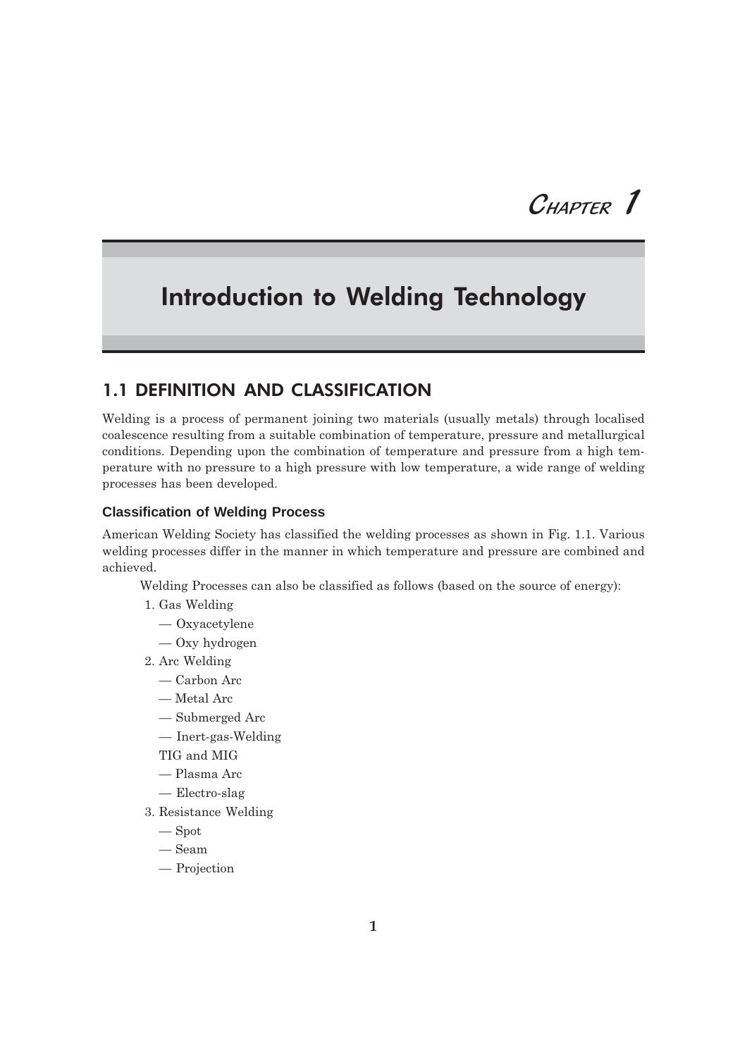# Chapter 1

# Introduction to Welding Technology

## 1.1 DEFINITION AND CLASSIFICATION

Welding is a process of permanent joining two materials (usually metals) through localised coalescence resulting from a suitable combination of temperature, pressure and metallurgical conditions. Depending upon the combination of temperature and pressure from a high temperature with no pressure to a high pressure with low temperature, a wide range of welding processes has been developed.

### Classification of Welding Process

American Welding Society has classified the welding processes as shown in Fig. 1.1. Various welding processes differ in the manner in which temperature and pressure are combined and achieved.

Welding Processes can also be classified as follows (based on the source of energy):

1. Gas Welding
   — Oxyacetylene
   — Oxy hydrogen
2. Arc Welding
   — Carbon Arc
   — Metal Arc
   — Submerged Arc
   — Inert-gas-Welding
   TIG and MIG
   — Plasma Arc
   — Electro-slag
3. Resistance Welding
   — Spot
   — Seam
   — Projection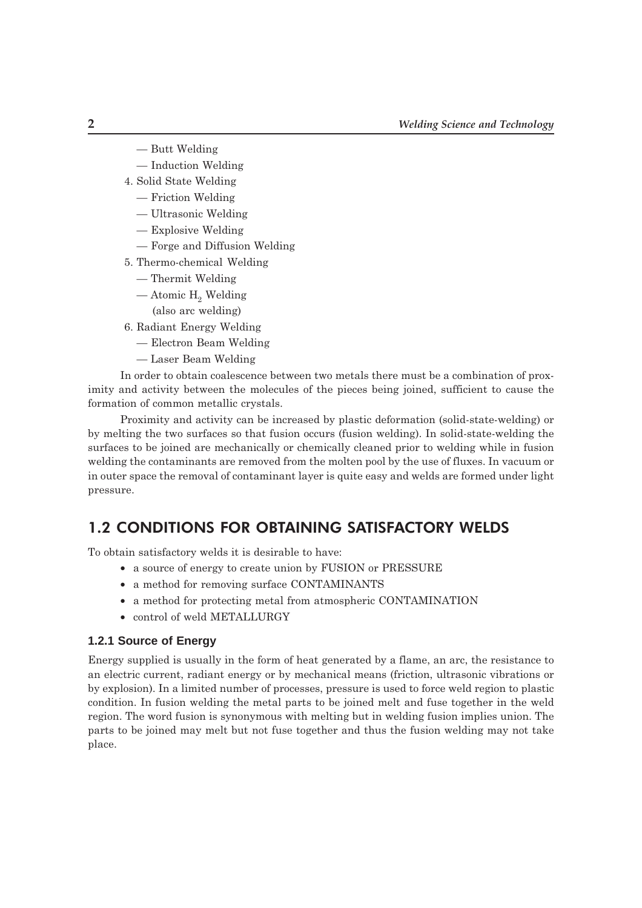— Butt Welding
   — Induction Welding
4. Solid State Welding
   — Friction Welding
   — Ultrasonic Welding
   — Explosive Welding
   — Forge and Diffusion Welding
5. Thermo-chemical Welding
   — Thermit Welding
   — Atomic $H_2$ Welding
   (also arc welding)
6. Radiant Energy Welding
   — Electron Beam Welding
   — Laser Beam Welding

In order to obtain coalescence between two metals there must be a combination of proximity and activity between the molecules of the pieces being joined, sufficient to cause the formation of common metallic crystals.

Proximity and activity can be increased by plastic deformation (solid-state-welding) or by melting the two surfaces so that fusion occurs (fusion welding). In solid-state-welding the surfaces to be joined are mechanically or chemically cleaned prior to welding while in fusion welding the contaminants are removed from the molten pool by the use of fluxes. In vacuum or in outer space the removal of contaminant layer is quite easy and welds are formed under light pressure.

## 1.2 CONDITIONS FOR OBTAINING SATISFACTORY WELDS

To obtain satisfactory welds it is desirable to have:

- a source of energy to create union by FUSION or PRESSURE
- a method for removing surface CONTAMINANTS
- a method for protecting metal from atmospheric CONTAMINATION
- control of weld METALLURGY

### 1.2.1 Source of Energy

Energy supplied is usually in the form of heat generated by a flame, an arc, the resistance to an electric current, radiant energy or by mechanical means (friction, ultrasonic vibrations or by explosion). In a limited number of processes, pressure is used to force weld region to plastic condition. In fusion welding the metal parts to be joined melt and fuse together in the weld region. The word fusion is synonymous with melting but in welding fusion implies union. The parts to be joined may melt but not fuse together and thus the fusion welding may not take place.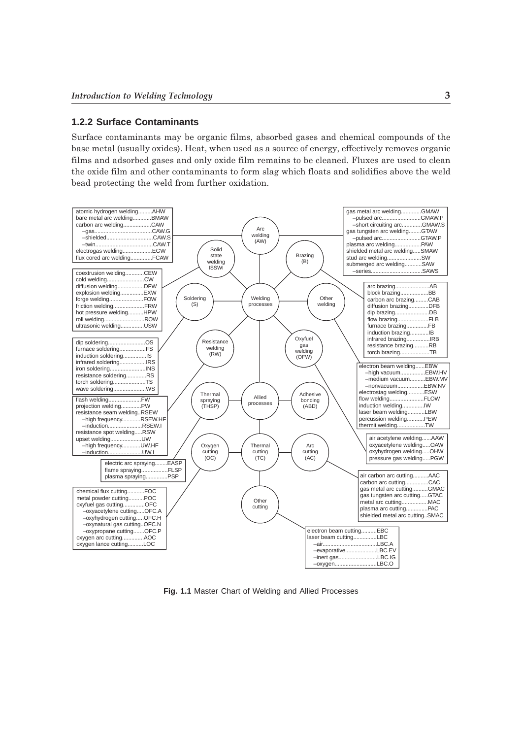### 1.2.2 Surface Contaminants

Surface contaminants may be organic films, absorbed gases and chemical compounds of the base metal (usually oxides). Heat, when used as a source of energy, effectively removes organic films and adsorbed gases and only oxide film remains to be cleaned. Fluxes are used to clean the oxide film and other contaminants to form slag which floats and solidifies above the weld bead protecting the weld from further oxidation.

- Welding processes
  - Arc welding (AW)
    - atomic hydrogen welding ... AHW
    - bare metal arc welding ... BMAW
    - carbon arc welding ... CAW
      - –gas ... CAW.G
      - –shielded ... CAW.S
      - –twin ... CAW.T
    - electrogas welding ... EGW
    - flux cored arc welding ... FCAW
    - gas metal arc welding ... GMAW
      - –pulsed arc ... GMAW.P
      - –short circuiting arc ... GMAW.S
    - gas tungsten arc welding ... GTAW
      - –pulsed arc ... GTAW.P
    - plasma arc welding ... PAW
    - shielded metal arc welding ... SMAW
    - stud arc welding ... SW
    - submerged arc welding ... SAW
      - –series ... SAWS
  - Solid state welding (SSW)
    - coextrusion welding ... CEW
    - cold welding ... CW
    - diffusion welding ... DFW
    - explosion welding ... EXW
    - forge welding ... FOW
    - friction welding ... FRW
    - hot pressure welding ... HPW
    - roll welding ... ROW
    - ultrasonic welding ... USW
  - Brazing (B)
    - arc brazing ... AB
    - block brazing ... BB
    - carbon arc brazing ... CAB
    - diffusion brazing ... DFB
    - dip brazing ... DB
    - flow brazing ... FLB
    - furnace brazing ... FB
    - induction brazing ... IB
    - infrared brazing ... IRB
    - resistance brazing ... RB
    - torch brazing ... TB
  - Soldering (S)
    - dip soldering ... OS
    - furnace soldering ... FS
    - induction soldering ... IS
    - infrared soldering ... IRS
    - iron soldering ... INS
    - resistance soldering ... RS
    - torch soldering ... TS
    - wave soldering ... WS
  - Other welding
    - electron beam welding ... EBW
      - –high vacuum ... EBW.HV
      - –medium vacuum ... EBW.MV
      - –nonvacuum ... EBW.NV
    - electroslag welding ... ESW
    - flow welding ... FLOW
    - induction welding ... IW
    - laser beam welding ... LBW
    - percussion welding ... PEW
    - thermit welding ... TW
  - Resistance welding (RW)
    - flash welding ... FW
    - projection welding ... PW
    - resistance seam welding ... RSEW
      - –high frequency ... RSEW.HF
      - –induction ... RSEW.I
    - resistance spot welding ... RSW
    - upset welding ... UW
      - –high frequency ... UW.HF
      - –induction ... UW.I
  - Oxyfuel gas welding (OFW)
    - air acetylene welding ... AAW
    - oxyacetylene welding ... OAW
    - oxyhydrogen welding ... OHW
    - pressure gas welding ... PGW
- Allied processes
  - Thermal spraying (THSP)
    - electric arc spraying ... EASP
    - flame spraying ... FLSP
    - plasma spraying ... PSP
  - Adhesive bonding (ABD)
  - Thermal cutting (TC)
    - Oxygen cutting (OC)
      - chemical flux cutting ... FOC
      - metal powder cutting ... POC
      - oxyfuel gas cutting ... OFC
        - –oxyacetylene cutting ... OFC.A
        - –oxyhydrogen cutting ... OFC.H
        - –oxynatural gas cutting ... OFC.N
        - –oxypropane cutting ... OFC.P
      - oxygen arc cutting ... AOC
      - oxygen lance cutting ... LOC
    - Arc cutting (AC)
      - air carbon arc cutting ... AAC
      - carbon arc cutting ... CAC
      - gas metal arc cutting ... GMAC
      - gas tungsten arc cutting ... GTAC
      - metal arc cutting ... MAC
      - plasma arc cutting ... PAC
      - shielded metal arc cutting ... SMAC
    - Other cutting
      - electron beam cutting ... EBC
      - laser beam cutting ... LBC
        - –air ... LBC.A
        - –evaporative ... LBC.EV
        - –inert gas ... LBC.IG
        - –oxygen ... LBC.O

**Fig. 1.1** Master Chart of Welding and Allied Processes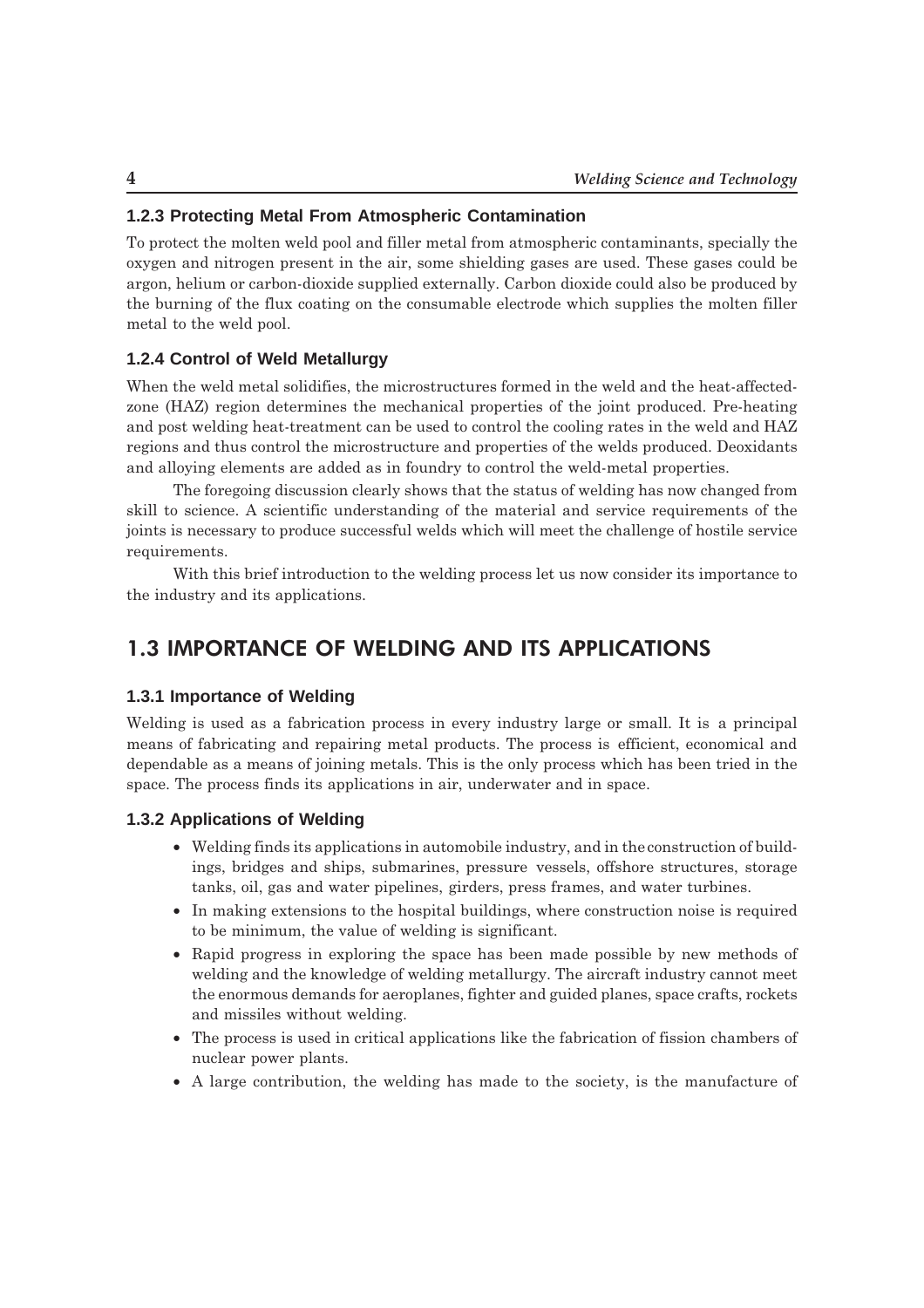### 1.2.3 Protecting Metal From Atmospheric Contamination

To protect the molten weld pool and filler metal from atmospheric contaminants, specially the oxygen and nitrogen present in the air, some shielding gases are used. These gases could be argon, helium or carbon-dioxide supplied externally. Carbon dioxide could also be produced by the burning of the flux coating on the consumable electrode which supplies the molten filler metal to the weld pool.

### 1.2.4 Control of Weld Metallurgy

When the weld metal solidifies, the microstructures formed in the weld and the heat-affected-zone (HAZ) region determines the mechanical properties of the joint produced. Pre-heating and post welding heat-treatment can be used to control the cooling rates in the weld and HAZ regions and thus control the microstructure and properties of the welds produced. Deoxidants and alloying elements are added as in foundry to control the weld-metal properties.

The foregoing discussion clearly shows that the status of welding has now changed from skill to science. A scientific understanding of the material and service requirements of the joints is necessary to produce successful welds which will meet the challenge of hostile service requirements.

With this brief introduction to the welding process let us now consider its importance to the industry and its applications.

## 1.3 IMPORTANCE OF WELDING AND ITS APPLICATIONS

### 1.3.1 Importance of Welding

Welding is used as a fabrication process in every industry large or small. It is a principal means of fabricating and repairing metal products. The process is efficient, economical and dependable as a means of joining metals. This is the only process which has been tried in the space. The process finds its applications in air, underwater and in space.

### 1.3.2 Applications of Welding

- Welding finds its applications in automobile industry, and in the construction of buildings, bridges and ships, submarines, pressure vessels, offshore structures, storage tanks, oil, gas and water pipelines, girders, press frames, and water turbines.
- In making extensions to the hospital buildings, where construction noise is required to be minimum, the value of welding is significant.
- Rapid progress in exploring the space has been made possible by new methods of welding and the knowledge of welding metallurgy. The aircraft industry cannot meet the enormous demands for aeroplanes, fighter and guided planes, space crafts, rockets and missiles without welding.
- The process is used in critical applications like the fabrication of fission chambers of nuclear power plants.
- A large contribution, the welding has made to the society, is the manufacture of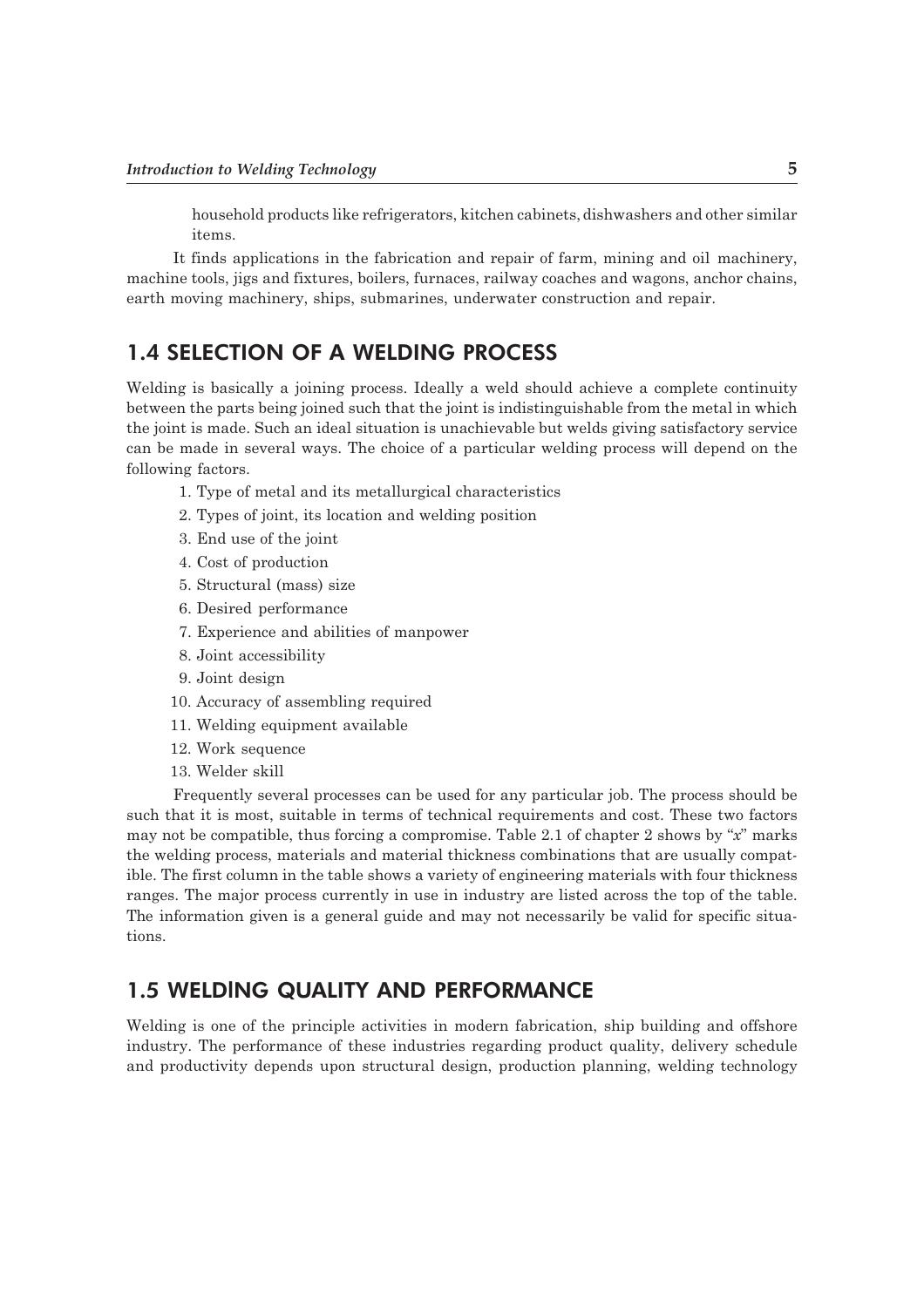household products like refrigerators, kitchen cabinets, dishwashers and other similar items.

It finds applications in the fabrication and repair of farm, mining and oil machinery, machine tools, jigs and fixtures, boilers, furnaces, railway coaches and wagons, anchor chains, earth moving machinery, ships, submarines, underwater construction and repair.

## 1.4 SELECTION OF A WELDING PROCESS

Welding is basically a joining process. Ideally a weld should achieve a complete continuity between the parts being joined such that the joint is indistinguishable from the metal in which the joint is made. Such an ideal situation is unachievable but welds giving satisfactory service can be made in several ways. The choice of a particular welding process will depend on the following factors.

1. Type of metal and its metallurgical characteristics
2. Types of joint, its location and welding position
3. End use of the joint
4. Cost of production
5. Structural (mass) size
6. Desired performance
7. Experience and abilities of manpower
8. Joint accessibility
9. Joint design
10. Accuracy of assembling required
11. Welding equipment available
12. Work sequence
13. Welder skill

Frequently several processes can be used for any particular job. The process should be such that it is most, suitable in terms of technical requirements and cost. These two factors may not be compatible, thus forcing a compromise. Table 2.1 of chapter 2 shows by "*x*" marks the welding process, materials and material thickness combinations that are usually compatible. The first column in the table shows a variety of engineering materials with four thickness ranges. The major process currently in use in industry are listed across the top of the table. The information given is a general guide and may not necessarily be valid for specific situations.

## 1.5 WELDING QUALITY AND PERFORMANCE

Welding is one of the principle activities in modern fabrication, ship building and offshore industry. The performance of these industries regarding product quality, delivery schedule and productivity depends upon structural design, production planning, welding technology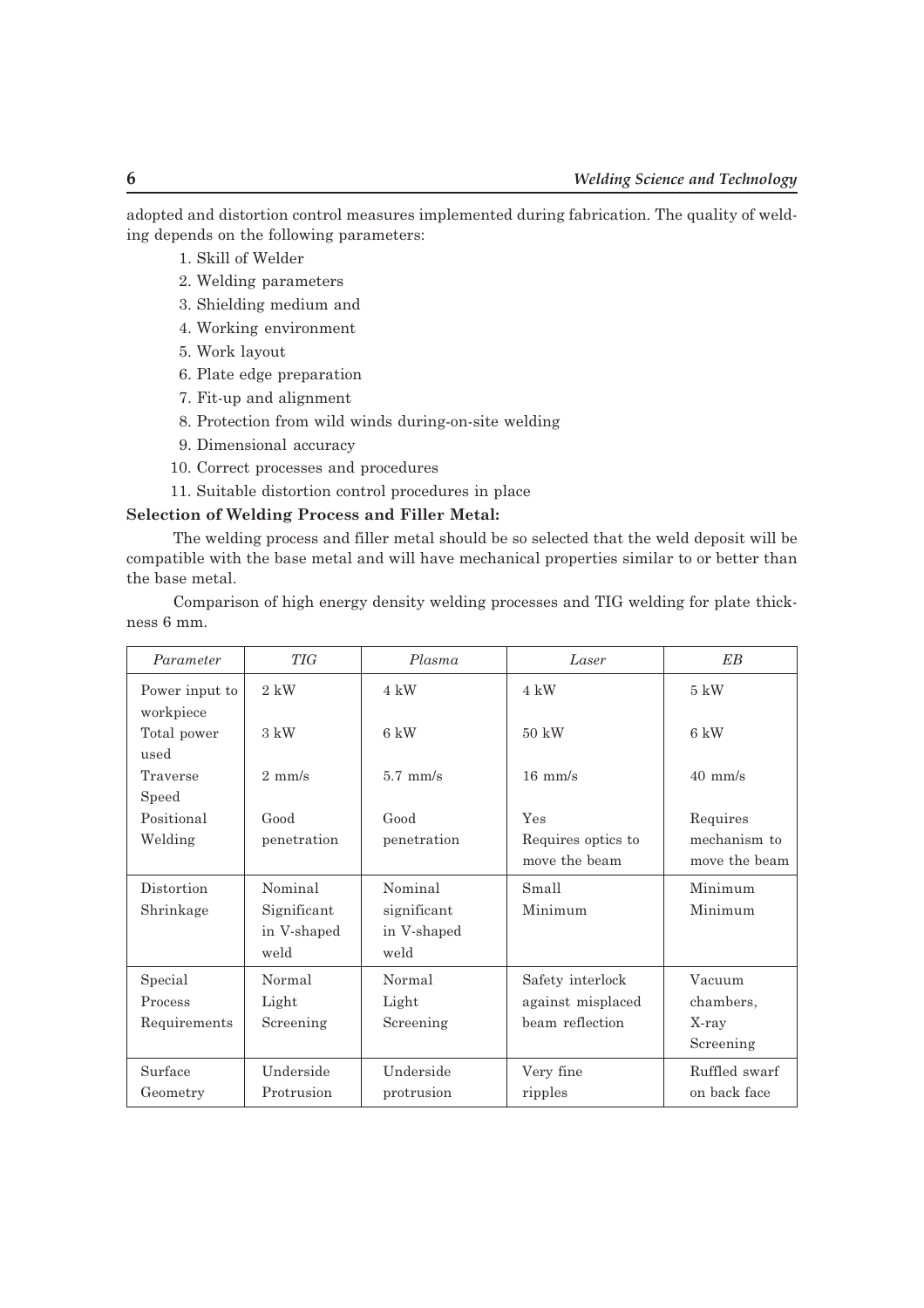adopted and distortion control measures implemented during fabrication. The quality of welding depends on the following parameters:

1. Skill of Welder
2. Welding parameters
3. Shielding medium and
4. Working environment
5. Work layout
6. Plate edge preparation
7. Fit-up and alignment
8. Protection from wild winds during-on-site welding
9. Dimensional accuracy
10. Correct processes and procedures
11. Suitable distortion control procedures in place

**Selection of Welding Process and Filler Metal:**

The welding process and filler metal should be so selected that the weld deposit will be compatible with the base metal and will have mechanical properties similar to or better than the base metal.

Comparison of high energy density welding processes and TIG welding for plate thickness 6 mm.

| *Parameter* | *TIG* | *Plasma* | *Laser* | *EB* |
|---|---|---|---|---|
| Power input to workpiece | 2 kW | 4 kW | 4 kW | 5 kW |
| Total power used | 3 kW | 6 kW | 50 kW | 6 kW |
| Traverse Speed | 2 mm/s | 5.7 mm/s | 16 mm/s | 40 mm/s |
| Positional Welding | Good penetration | Good penetration | Yes Requires optics to move the beam | Requires mechanism to move the beam |
| Distortion Shrinkage | Nominal Significant in V-shaped weld | Nominal significant in V-shaped weld | Small Minimum | Minimum Minimum |
| Special Process Requirements | Normal Light Screening | Normal Light Screening | Safety interlock against misplaced beam reflection | Vacuum chambers, X-ray Screening |
| Surface Geometry | Underside Protrusion | Underside protrusion | Very fine ripples | Ruffled swarf on back face |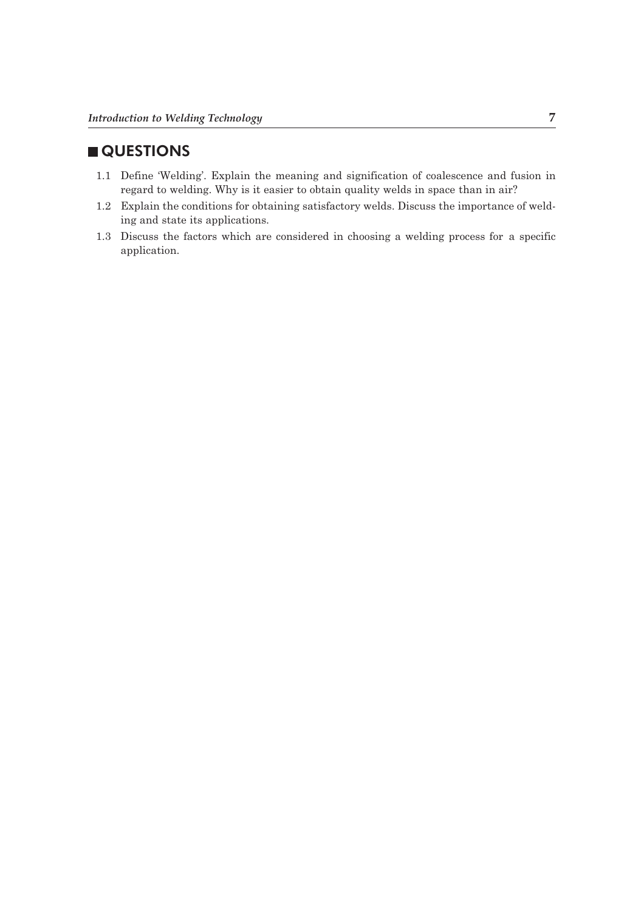## QUESTIONS

1.1 Define 'Welding'. Explain the meaning and signification of coalescence and fusion in regard to welding. Why is it easier to obtain quality welds in space than in air?

1.2 Explain the conditions for obtaining satisfactory welds. Discuss the importance of welding and state its applications.

1.3 Discuss the factors which are considered in choosing a welding process for a specific application.